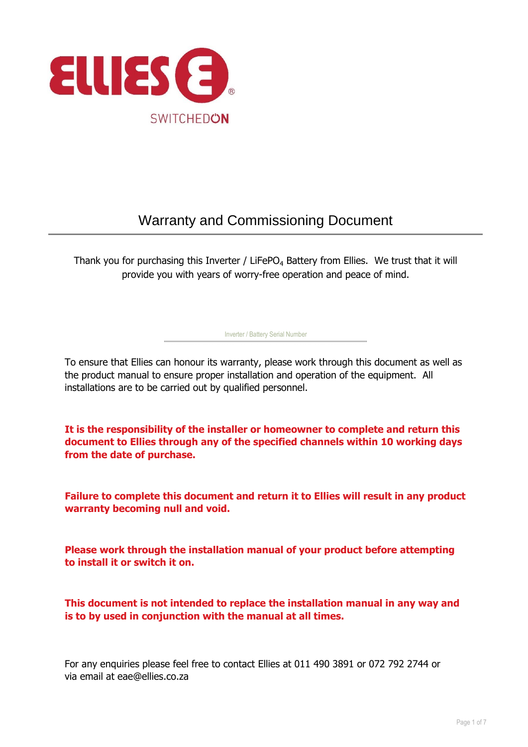ELLIES

SWITCHEDON

# Warranty and Commissioning Document

Thank you for purchasing this Inverter / $LiFePO_4$ Battery from Ellies. We trust that it will provide you with years of worry-free operation and peace of mind.

Inverter / Battery Serial Number

To ensure that Ellies can honour its warranty, please work through this document as well as the product manual to ensure proper installation and operation of the equipment. All installations are to be carried out by qualified personnel.

**It is the responsibility of the installer or homeowner to complete and return this document to Ellies through any of the specified channels within 10 working days from the date of purchase.**

**Failure to complete this document and return it to Ellies will result in any product warranty becoming null and void.**

**Please work through the installation manual of your product before attempting to install it or switch it on.**

**This document is not intended to replace the installation manual in any way and is to by used in conjunction with the manual at all times.**

For any enquiries please feel free to contact Ellies at 011 490 3891 or 072 792 2744 or via email at eae@ellies.co.za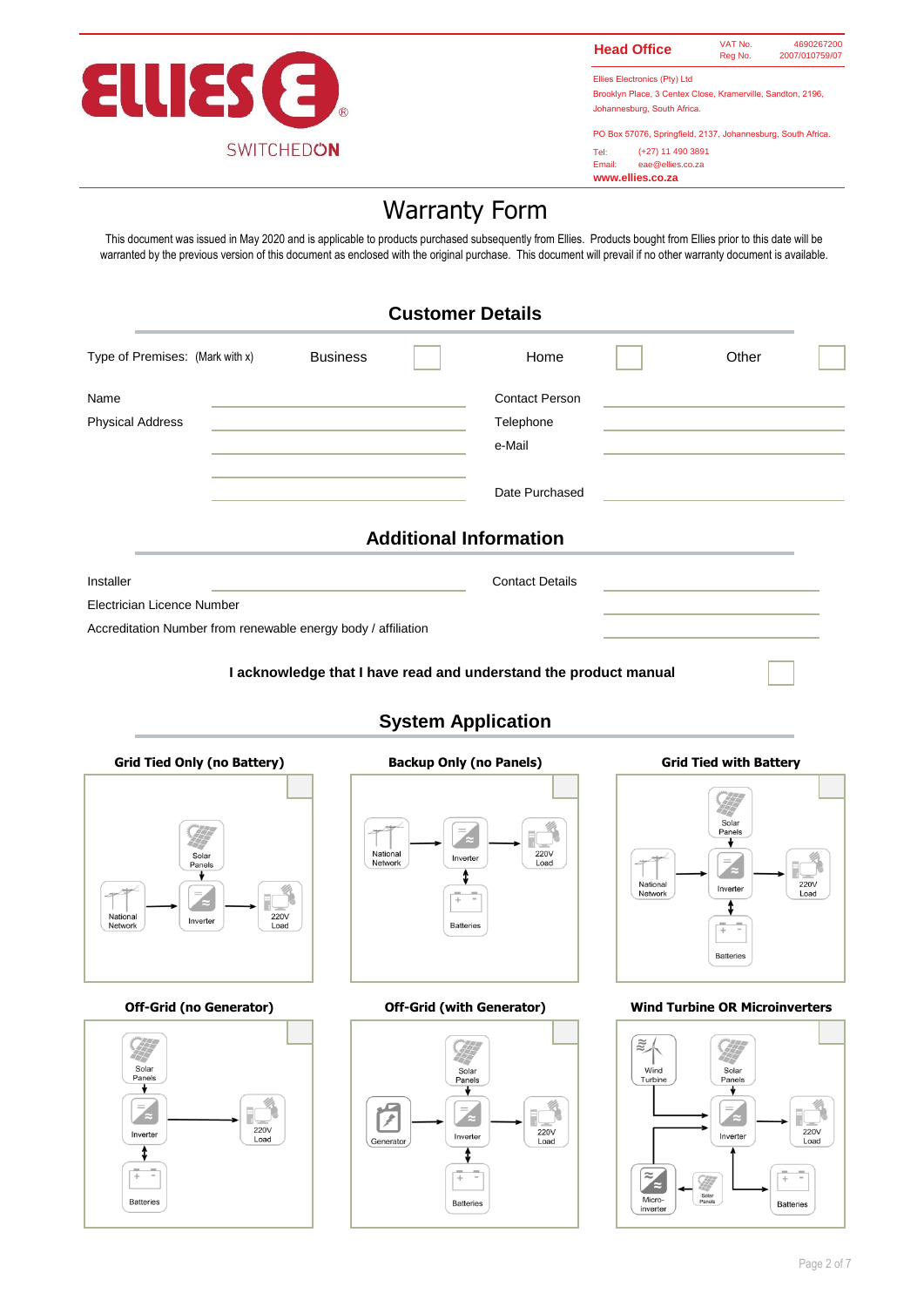ELLIES ®

SWITCHEDON

**Head Office**

VAT No. 4690267200
Reg No. 2007/010759/07

Ellies Electronics (Pty) Ltd
Brooklyn Place, 3 Centex Close, Kramerville, Sandton, 2196, Johannesburg, South Africa.

PO Box 57076, Springfield, 2137, Johannesburg, South Africa.

Tel: (+27) 11 490 3891
Email: eae@ellies.co.za
**www.ellies.co.za**

# Warranty Form

This document was issued in May 2020 and is applicable to products purchased subsequently from Ellies. Products bought from Ellies prior to this date will be warranted by the previous version of this document as enclosed with the original purchase. This document will prevail if no other warranty document is available.

## Customer Details

Type of Premises: (Mark with x) Business ☐ Home ☐ Other ☐

| | | | |
|---|---|---|---|
| Name | | Contact Person | |
| Physical Address | | Telephone | |
| | | e-Mail | |
| | | | |
| | | Date Purchased | |

## Additional Information

| | | | |
|---|---|---|---|
| Installer | | Contact Details | |
| Electrician Licence Number | | | |
| Accreditation Number from renewable energy body / affiliation | | | |

**I acknowledge that I have read and understand the product manual** ☐

## System Application

**Grid Tied Only (no Battery)** ☐

Solar Panels → Inverter; National Network → Inverter → 220V Load

**Backup Only (no Panels)** ☐

National Network → Inverter → 220V Load; Inverter ↕ Batteries

**Grid Tied with Battery** ☐

Solar Panels → Inverter; National Network → Inverter → 220V Load; Inverter ↕ Batteries

**Off-Grid (no Generator)** ☐

Solar Panels → Inverter → 220V Load; Inverter ↕ Batteries

**Off-Grid (with Generator)** ☐

Solar Panels → Inverter; Generator → Inverter → 220V Load; Inverter ↕ Batteries

**Wind Turbine OR Microinverters** ☐

Wind Turbine → Inverter; Solar Panels → Inverter → 220V Load; Solar Panels → Micro-inverter → Inverter; Batteries → Inverter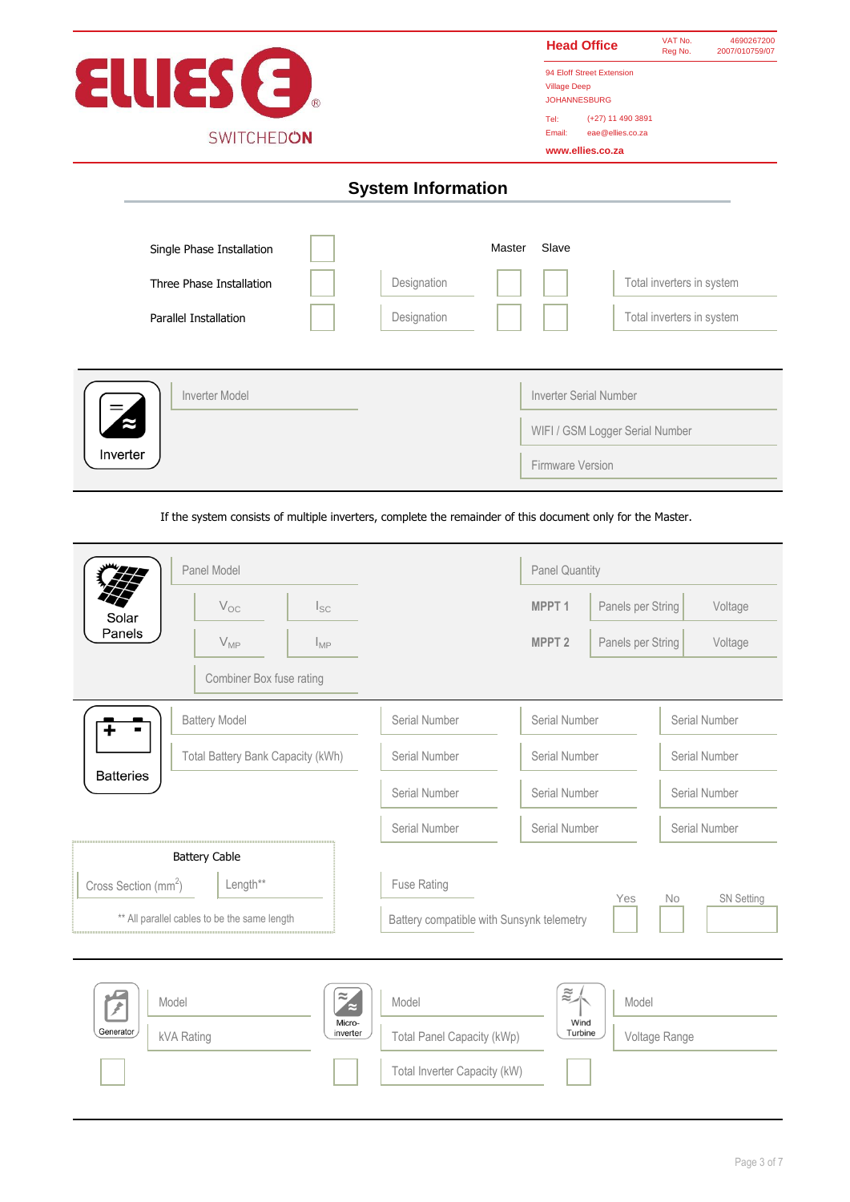**ELLIES** SWITCHEDON

**Head Office**

VAT No. 4690267200
Reg No. 2007/010759/07

94 Eloff Street Extension
Village Deep
JOHANNESBURG

Tel: (+27) 11 490 3891
Email: eae@ellies.co.za

**www.ellies.co.za**

## System Information

| | | | Master | Slave | |
|---|---|---|---|---|---|
| Single Phase Installation | ☐ | | | | |
| Three Phase Installation | ☐ | Designation | ☐ | ☐ | Total inverters in system |
| Parallel Installation | ☐ | Designation | ☐ | ☐ | Total inverters in system |

**Inverter**

- Inverter Model
- Inverter Serial Number
- WIFI / GSM Logger Serial Number
- Firmware Version

If the system consists of multiple inverters, complete the remainder of this document only for the Master.

**Solar Panels**

- Panel Model
- Panel Quantity
- $V_{OC}$ | $I_{SC}$
- $V_{MP}$ | $I_{MP}$
- Combiner Box fuse rating

| | | |
|---|---|---|
| **MPPT 1** | Panels per String | Voltage |
| **MPPT 2** | Panels per String | Voltage |

**Batteries**

- Battery Model
- Total Battery Bank Capacity (kWh)

| | | |
|---|---|---|
| Serial Number | Serial Number | Serial Number |
| Serial Number | Serial Number | Serial Number |
| Serial Number | Serial Number | Serial Number |
| Serial Number | Serial Number | Serial Number |

**Battery Cable**

- Cross Section (mm$^2$)
- Length**

** All parallel cables to be the same length

- Fuse Rating

| | Yes | No | SN Setting |
|---|---|---|---|
| Battery compatible with Sunsynk telemetry | ☐ | ☐ | |

| Generator ☐ | Micro-inverter ☐ | Wind Turbine ☐ |
|---|---|---|
| Model | Model | Model |
| kVA Rating | Total Panel Capacity (kWp) | Voltage Range |
| | Total Inverter Capacity (kW) | |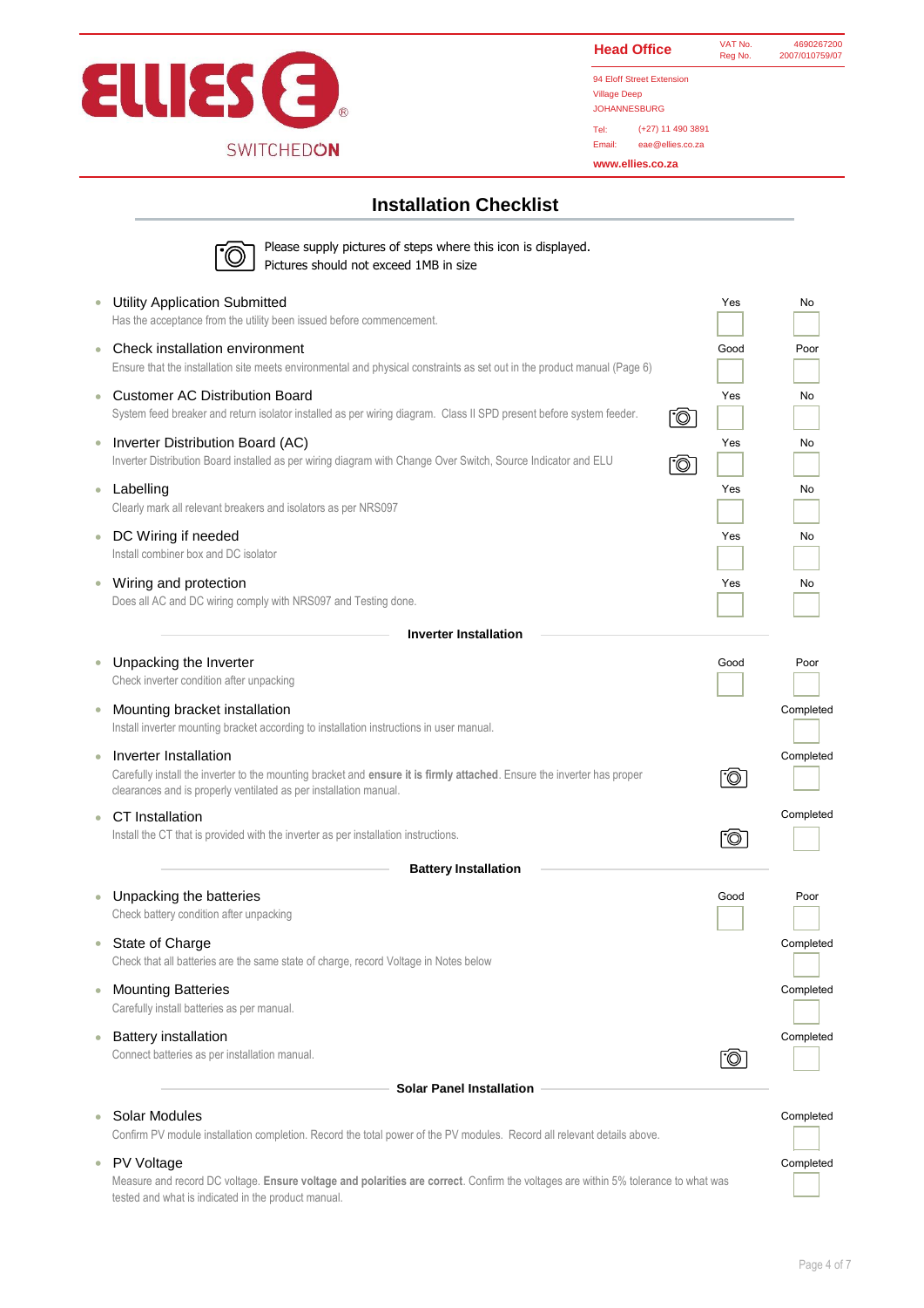ELLIES SWITCHEDON

**Head Office**

VAT No. 4690267200
Reg No. 2007/010759/07

94 Eloff Street Extension
Village Deep
JOHANNESBURG

Tel: (+27) 11 490 3891
Email: eae@ellies.co.za

**www.ellies.co.za**

# Installation Checklist

Please supply pictures of steps where this icon is displayed.
Pictures should not exceed 1MB in size

- **Utility Application Submitted** — Yes ☐ No ☐
  Has the acceptance from the utility been issued before commencement.
- **Check installation environment** — Good ☐ Poor ☐
  Ensure that the installation site meets environmental and physical constraints as set out in the product manual (Page 6)
- **Customer AC Distribution Board** (photo) — Yes ☐ No ☐
  System feed breaker and return isolator installed as per wiring diagram. Class II SPD present before system feeder.
- **Inverter Distribution Board (AC)** (photo) — Yes ☐ No ☐
  Inverter Distribution Board installed as per wiring diagram with Change Over Switch, Source Indicator and ELU
- **Labelling** — Yes ☐ No ☐
  Clearly mark all relevant breakers and isolators as per NRS097
- **DC Wiring if needed** — Yes ☐ No ☐
  Install combiner box and DC isolator
- **Wiring and protection** — Yes ☐ No ☐
  Does all AC and DC wiring comply with NRS097 and Testing done.

## Inverter Installation

- **Unpacking the Inverter** — Good ☐ Poor ☐
  Check inverter condition after unpacking
- **Mounting bracket installation** — Completed ☐
  Install inverter mounting bracket according to installation instructions in user manual.
- **Inverter Installation** (photo) — Completed ☐
  Carefully install the inverter to the mounting bracket and **ensure it is firmly attached**. Ensure the inverter has proper clearances and is properly ventilated as per installation manual.
- **CT Installation** (photo) — Completed ☐
  Install the CT that is provided with the inverter as per installation instructions.

## Battery Installation

- **Unpacking the batteries** — Good ☐ Poor ☐
  Check battery condition after unpacking
- **State of Charge** — Completed ☐
  Check that all batteries are the same state of charge, record Voltage in Notes below
- **Mounting Batteries** — Completed ☐
  Carefully install batteries as per manual.
- **Battery installation** (photo) — Completed ☐
  Connect batteries as per installation manual.

## Solar Panel Installation

- **Solar Modules** — Completed ☐
  Confirm PV module installation completion. Record the total power of the PV modules. Record all relevant details above.
- **PV Voltage** — Completed ☐
  Measure and record DC voltage. **Ensure voltage and polarities are correct**. Confirm the voltages are within 5% tolerance to what was tested and what is indicated in the product manual.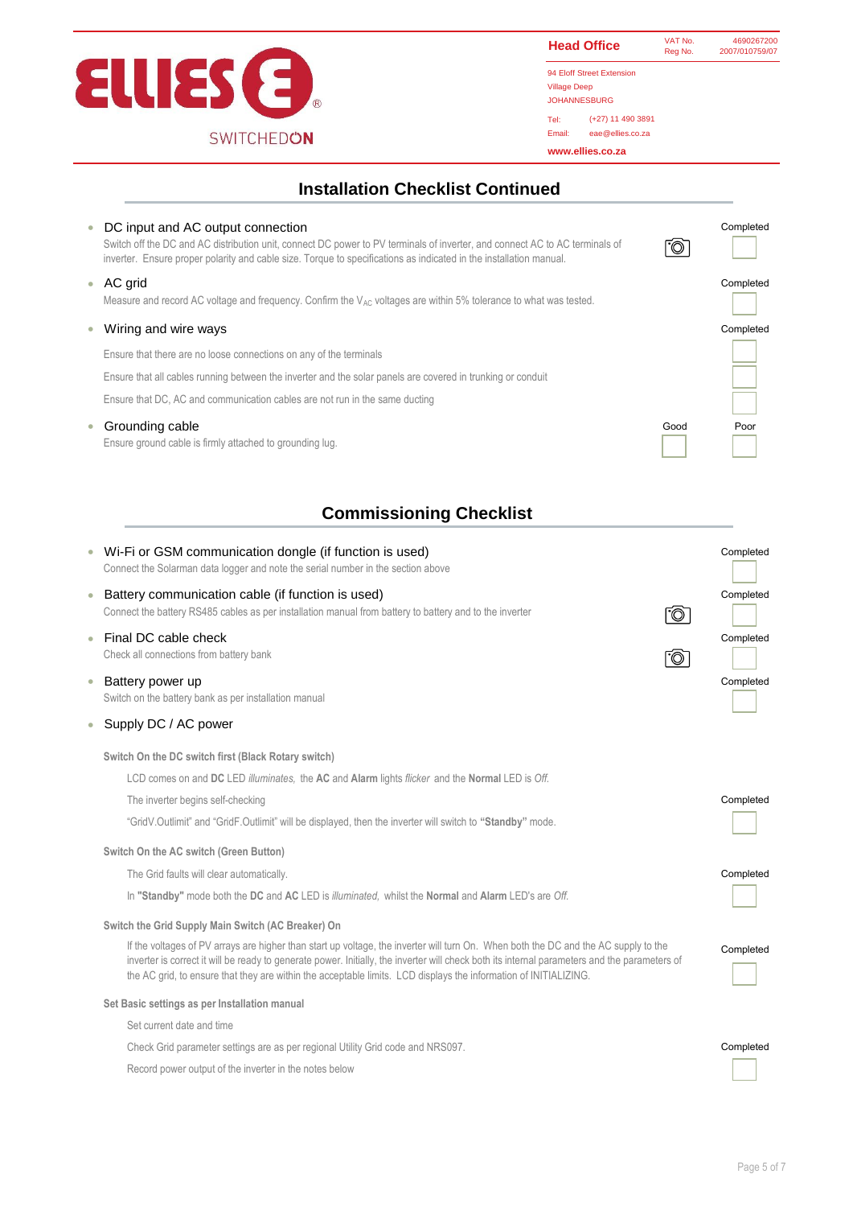ELLIES SWITCHEDON

**Head Office**

VAT No. 4690267200
Reg No. 2007/010759/07

94 Eloff Street Extension
Village Deep
JOHANNESBURG

Tel: (+27) 11 490 3891
Email: eae@ellies.co.za

**www.ellies.co.za**

## Installation Checklist Continued

- **DC input and AC output connection** — Completed ☐
  Switch off the DC and AC distribution unit, connect DC power to PV terminals of inverter, and connect AC to AC terminals of inverter. Ensure proper polarity and cable size. Torque to specifications as indicated in the installation manual.

- **AC grid** — Completed ☐
  Measure and record AC voltage and frequency. Confirm the $V_{AC}$ voltages are within 5% tolerance to what was tested.

- **Wiring and wire ways** — Completed
  - Ensure that there are no loose connections on any of the terminals ☐
  - Ensure that all cables running between the inverter and the solar panels are covered in trunking or conduit ☐
  - Ensure that DC, AC and communication cables are not run in the same ducting ☐

- **Grounding cable** — Good ☐ Poor ☐
  Ensure ground cable is firmly attached to grounding lug.

## Commissioning Checklist

- **Wi-Fi or GSM communication dongle (if function is used)** — Completed ☐
  Connect the Solarman data logger and note the serial number in the section above

- **Battery communication cable (if function is used)** — Completed ☐
  Connect the battery RS485 cables as per installation manual from battery to battery and to the inverter

- **Final DC cable check** — Completed ☐
  Check all connections from battery bank

- **Battery power up** — Completed ☐
  Switch on the battery bank as per installation manual

- **Supply DC / AC power**

  **Switch On the DC switch first (Black Rotary switch)** — Completed ☐

  LCD comes on and **DC** LED *illuminates,* the **AC** and **Alarm** lights *flicker* and the **Normal** LED is *Off.*

  The inverter begins self-checking

  "GridV.Outlimit" and "GridF.Outlimit" will be displayed, then the inverter will switch to **"Standby"** mode.

  **Switch On the AC switch (Green Button)** — Completed ☐

  The Grid faults will clear automatically.

  In **"Standby"** mode both the **DC** and **AC** LED is *illuminated,* whilst the **Normal** and **Alarm** LED's are *Off.*

  **Switch the Grid Supply Main Switch (AC Breaker) On** — Completed ☐

  If the voltages of PV arrays are higher than start up voltage, the inverter will turn On. When both the DC and the AC supply to the inverter is correct it will be ready to generate power. Initially, the inverter will check both its internal parameters and the parameters of the AC grid, to ensure that they are within the acceptable limits. LCD displays the information of INITIALIZING.

  **Set Basic settings as per Installation manual** — Completed ☐

  Set current date and time

  Check Grid parameter settings are as per regional Utility Grid code and NRS097.

  Record power output of the inverter in the notes below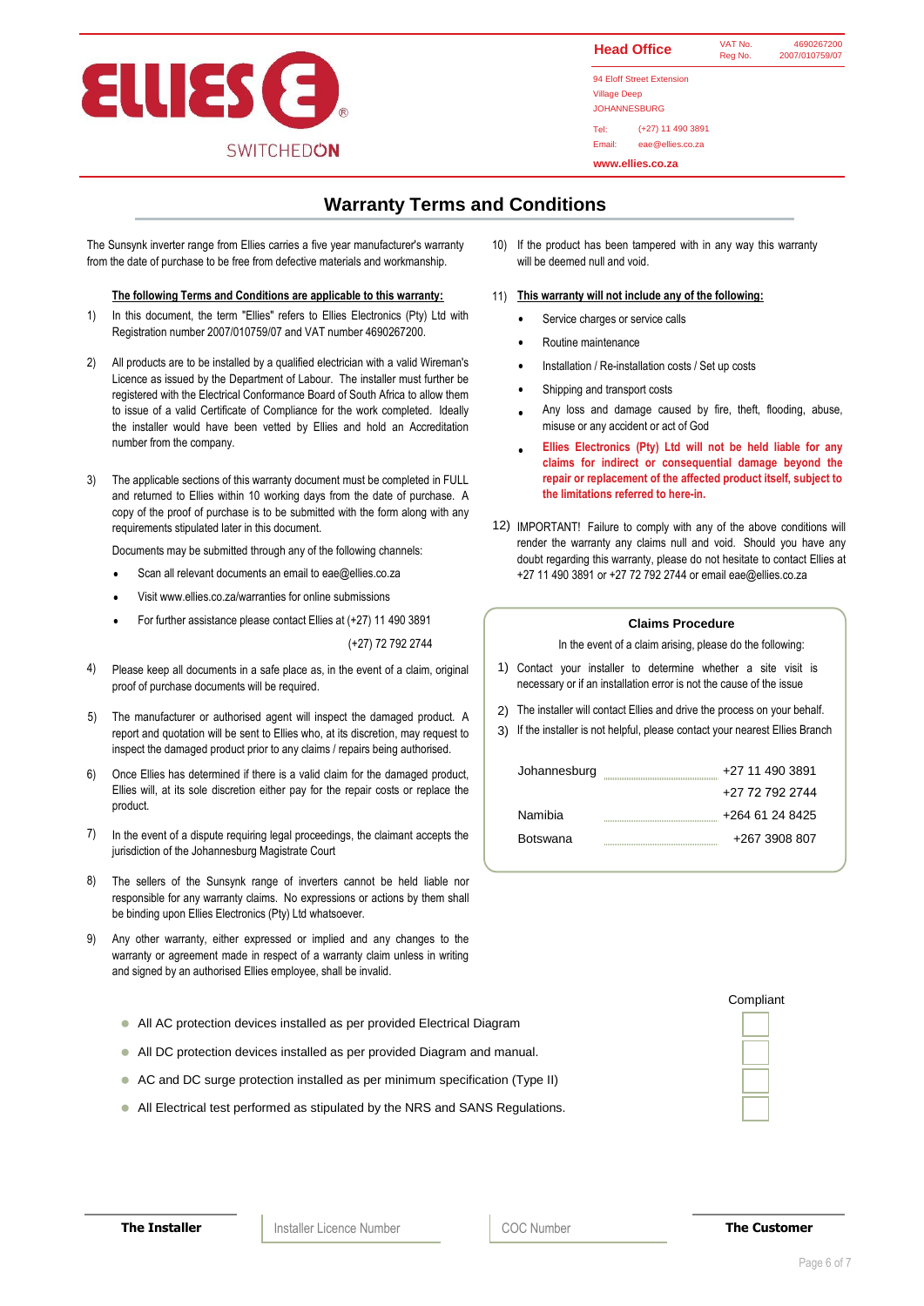ELLIES SWITCHEDON

**Head Office**

VAT No. 4690267200
Reg No. 2007/010759/07

94 Eloff Street Extension
Village Deep
JOHANNESBURG

Tel: (+27) 11 490 3891
Email: eae@ellies.co.za

**www.ellies.co.za**

# Warranty Terms and Conditions

The Sunsynk inverter range from Ellies carries a five year manufacturer's warranty from the date of purchase to be free from defective materials and workmanship.

**The following Terms and Conditions are applicable to this warranty:**

1) In this document, the term "Ellies" refers to Ellies Electronics (Pty) Ltd with Registration number 2007/010759/07 and VAT number 4690267200.

2) All products are to be installed by a qualified electrician with a valid Wireman's Licence as issued by the Department of Labour. The installer must further be registered with the Electrical Conformance Board of South Africa to allow them to issue of a valid Certificate of Compliance for the work completed. Ideally the installer would have been vetted by Ellies and hold an Accreditation number from the company.

3) The applicable sections of this warranty document must be completed in FULL and returned to Ellies within 10 working days from the date of purchase. A copy of the proof of purchase is to be submitted with the form along with any requirements stipulated later in this document.

   Documents may be submitted through any of the following channels:

   - Scan all relevant documents an email to eae@ellies.co.za
   - Visit www.ellies.co.za/warranties for online submissions
   - For further assistance please contact Ellies at (+27) 11 490 3891
     (+27) 72 792 2744

4) Please keep all documents in a safe place as, in the event of a claim, original proof of purchase documents will be required.

5) The manufacturer or authorised agent will inspect the damaged product. A report and quotation will be sent to Ellies who, at its discretion, may request to inspect the damaged product prior to any claims / repairs being authorised.

6) Once Ellies has determined if there is a valid claim for the damaged product, Ellies will, at its sole discretion either pay for the repair costs or replace the product.

7) In the event of a dispute requiring legal proceedings, the claimant accepts the jurisdiction of the Johannesburg Magistrate Court

8) The sellers of the Sunsynk range of inverters cannot be held liable nor responsible for any warranty claims. No expressions or actions by them shall be binding upon Ellies Electronics (Pty) Ltd whatsoever.

9) Any other warranty, either expressed or implied and any changes to the warranty or agreement made in respect of a warranty claim unless in writing and signed by an authorised Ellies employee, shall be invalid.

10) If the product has been tampered with in any way this warranty will be deemed null and void.

11) **This warranty will not include any of the following:**

    - Service charges or service calls
    - Routine maintenance
    - Installation / Re-installation costs / Set up costs
    - Shipping and transport costs
    - Any loss and damage caused by fire, theft, flooding, abuse, misuse or any accident or act of God
    - **Ellies Electronics (Pty) Ltd will not be held liable for any claims for indirect or consequential damage beyond the repair or replacement of the affected product itself, subject to the limitations referred to here-in.**

12) IMPORTANT! Failure to comply with any of the above conditions will render the warranty any claims null and void. Should you have any doubt regarding this warranty, please do not hesitate to contact Ellies at +27 11 490 3891 or +27 72 792 2744 or email eae@ellies.co.za

**Claims Procedure**

In the event of a claim arising, please do the following:

1) Contact your installer to determine whether a site visit is necessary or if an installation error is not the cause of the issue
2) The installer will contact Ellies and drive the process on your behalf.
3) If the installer is not helpful, please contact your nearest Ellies Branch

| | |
|---|---|
| Johannesburg | +27 11 490 3891 |
| | +27 72 792 2744 |
| Namibia | +264 61 24 8425 |
| Botswana | +267 3908 807 |

| | Compliant |
|---|---|
| All AC protection devices installed as per provided Electrical Diagram | ☐ |
| All DC protection devices installed as per provided Diagram and manual. | ☐ |
| AC and DC surge protection installed as per minimum specification (Type II) | ☐ |
| All Electrical test performed as stipulated by the NRS and SANS Regulations. | ☐ |

| **The Installer** | Installer Licence Number | COC Number | **The Customer** |
|---|---|---|---|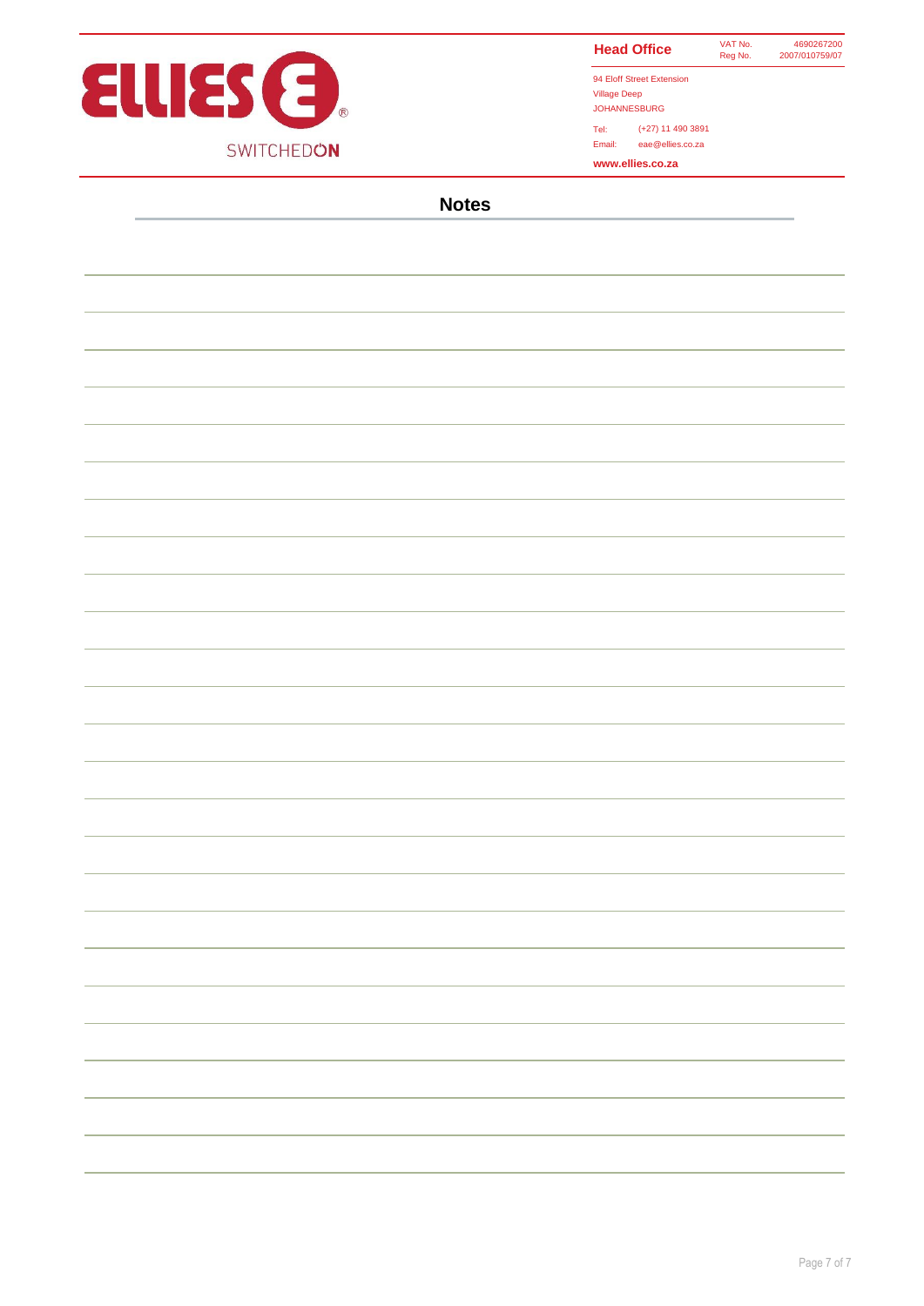**Head Office**

VAT No. 4690267200
Reg No. 2007/010759/07

94 Eloff Street Extension
Village Deep
JOHANNESBURG

Tel: (+27) 11 490 3891
Email: eae@ellies.co.za

**www.ellies.co.za**

## Notes